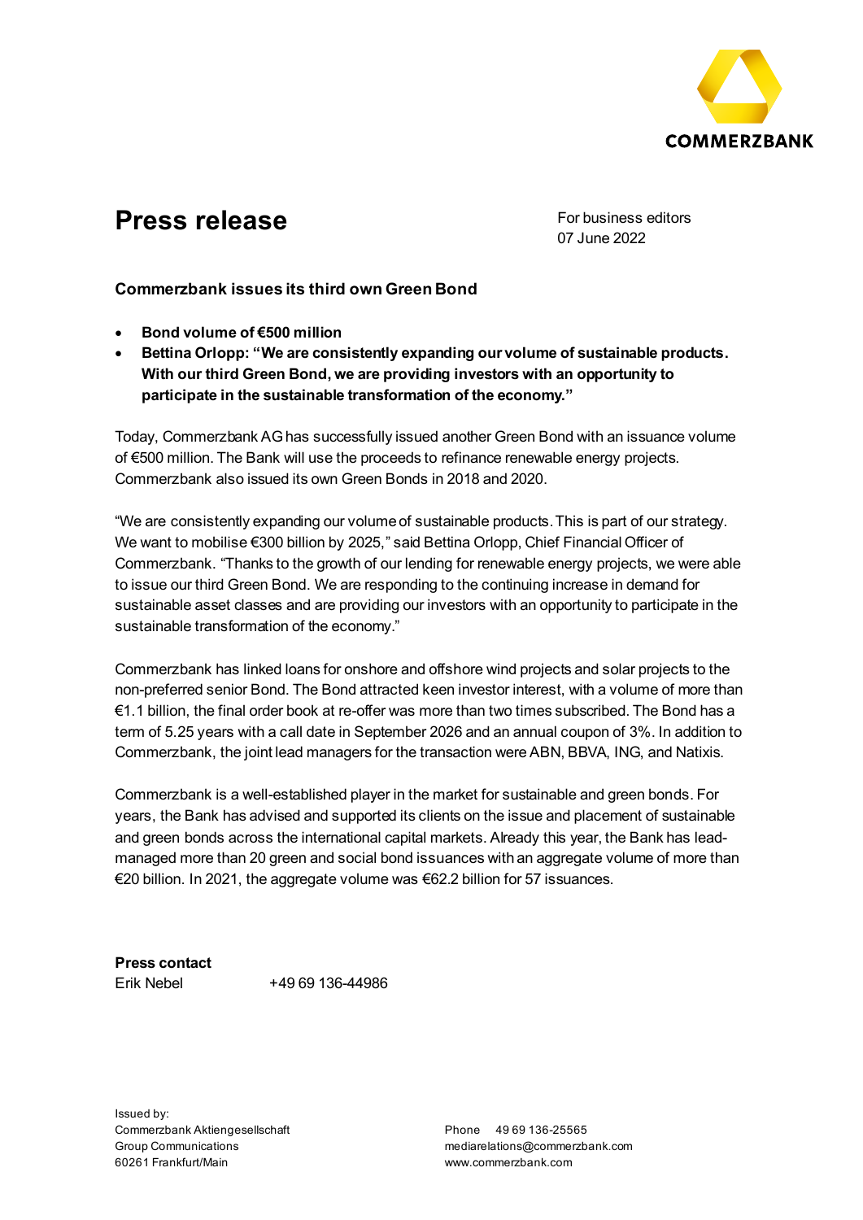COMMERZBANK

# Press release

For business editors
07 June 2022

### Commerzbank issues its third own Green Bond

- **Bond volume of €500 million**
- **Bettina Orlopp: "We are consistently expanding our volume of sustainable products. With our third Green Bond, we are providing investors with an opportunity to participate in the sustainable transformation of the economy."**

Today, Commerzbank AG has successfully issued another Green Bond with an issuance volume of €500 million. The Bank will use the proceeds to refinance renewable energy projects. Commerzbank also issued its own Green Bonds in 2018 and 2020.

"We are consistently expanding our volume of sustainable products. This is part of our strategy. We want to mobilise €300 billion by 2025," said Bettina Orlopp, Chief Financial Officer of Commerzbank. "Thanks to the growth of our lending for renewable energy projects, we were able to issue our third Green Bond. We are responding to the continuing increase in demand for sustainable asset classes and are providing our investors with an opportunity to participate in the sustainable transformation of the economy."

Commerzbank has linked loans for onshore and offshore wind projects and solar projects to the non-preferred senior Bond. The Bond attracted keen investor interest, with a volume of more than €1.1 billion, the final order book at re-offer was more than two times subscribed. The Bond has a term of 5.25 years with a call date in September 2026 and an annual coupon of 3%. In addition to Commerzbank, the joint lead managers for the transaction were ABN, BBVA, ING, and Natixis.

Commerzbank is a well-established player in the market for sustainable and green bonds. For years, the Bank has advised and supported its clients on the issue and placement of sustainable and green bonds across the international capital markets. Already this year, the Bank has lead-managed more than 20 green and social bond issuances with an aggregate volume of more than €20 billion. In 2021, the aggregate volume was €62.2 billion for 57 issuances.

**Press contact**
Erik Nebel +49 69 136-44986

Issued by:
Commerzbank Aktiengesellschaft
Group Communications
60261 Frankfurt/Main

Phone 49 69 136-25565
mediarelations@commerzbank.com
www.commerzbank.com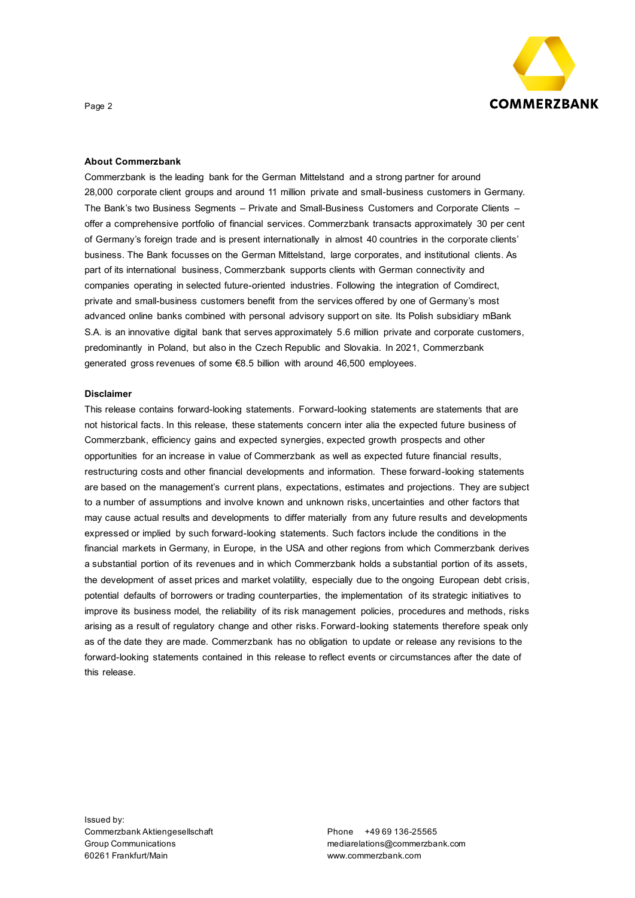**About Commerzbank**

Commerzbank is the leading bank for the German Mittelstand and a strong partner for around 28,000 corporate client groups and around 11 million private and small-business customers in Germany. The Bank's two Business Segments – Private and Small-Business Customers and Corporate Clients – offer a comprehensive portfolio of financial services. Commerzbank transacts approximately 30 per cent of Germany's foreign trade and is present internationally in almost 40 countries in the corporate clients' business. The Bank focusses on the German Mittelstand, large corporates, and institutional clients. As part of its international business, Commerzbank supports clients with German connectivity and companies operating in selected future-oriented industries. Following the integration of Comdirect, private and small-business customers benefit from the services offered by one of Germany's most advanced online banks combined with personal advisory support on site. Its Polish subsidiary mBank S.A. is an innovative digital bank that serves approximately 5.6 million private and corporate customers, predominantly in Poland, but also in the Czech Republic and Slovakia. In 2021, Commerzbank generated gross revenues of some €8.5 billion with around 46,500 employees.

**Disclaimer**

This release contains forward-looking statements. Forward-looking statements are statements that are not historical facts. In this release, these statements concern inter alia the expected future business of Commerzbank, efficiency gains and expected synergies, expected growth prospects and other opportunities for an increase in value of Commerzbank as well as expected future financial results, restructuring costs and other financial developments and information. These forward-looking statements are based on the management's current plans, expectations, estimates and projections. They are subject to a number of assumptions and involve known and unknown risks, uncertainties and other factors that may cause actual results and developments to differ materially from any future results and developments expressed or implied by such forward-looking statements. Such factors include the conditions in the financial markets in Germany, in Europe, in the USA and other regions from which Commerzbank derives a substantial portion of its revenues and in which Commerzbank holds a substantial portion of its assets, the development of asset prices and market volatility, especially due to the ongoing European debt crisis, potential defaults of borrowers or trading counterparties, the implementation of its strategic initiatives to improve its business model, the reliability of its risk management policies, procedures and methods, risks arising as a result of regulatory change and other risks. Forward-looking statements therefore speak only as of the date they are made. Commerzbank has no obligation to update or release any revisions to the forward-looking statements contained in this release to reflect events or circumstances after the date of this release.

Issued by:
Commerzbank Aktiengesellschaft
Group Communications
60261 Frankfurt/Main

Phone +49 69 136-25565
mediarelations@commerzbank.com
www.commerzbank.com